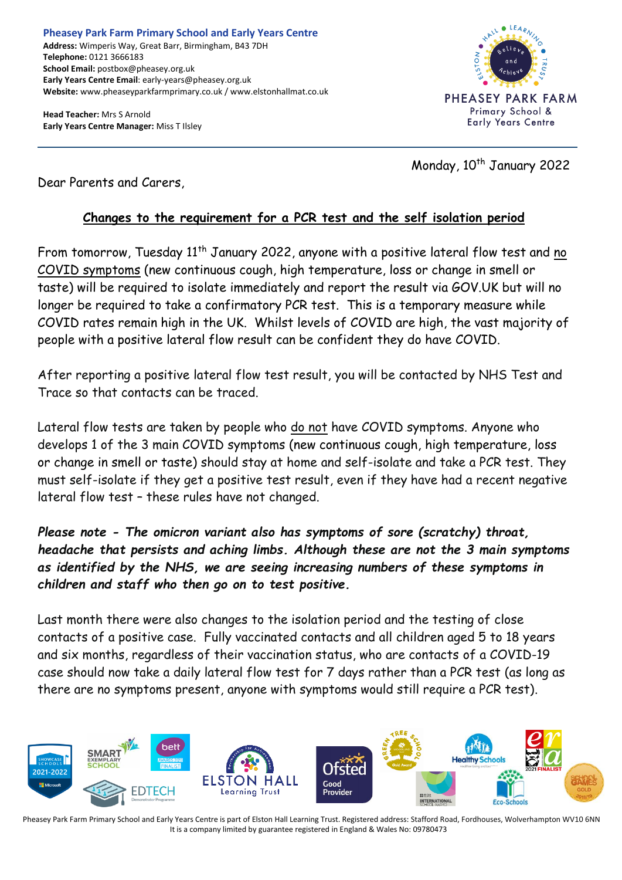**Pheasey Park Farm Primary School and Early Years Centre**
**Address:** Wimperis Way, Great Barr, Birmingham, B43 7DH
**Telephone:** 0121 3666183
**School Email:** postbox@pheasey.org.uk
**Early Years Centre Email**: early-years@pheasey.org.uk
**Website:** www.pheaseyparkfarmprimary.co.uk / www.elstonhallmat.co.uk

**Head Teacher:** Mrs S Arnold
**Early Years Centre Manager:** Miss T Ilsley

PHEASEY PARK FARM
Primary School &
Early Years Centre

Monday, 10th January 2022

Dear Parents and Carers,

## Changes to the requirement for a PCR test and the self isolation period

From tomorrow, Tuesday 11th January 2022, anyone with a positive lateral flow test and no COVID symptoms (new continuous cough, high temperature, loss or change in smell or taste) will be required to isolate immediately and report the result via GOV.UK but will no longer be required to take a confirmatory PCR test. This is a temporary measure while COVID rates remain high in the UK. Whilst levels of COVID are high, the vast majority of people with a positive lateral flow result can be confident they do have COVID.

After reporting a positive lateral flow test result, you will be contacted by NHS Test and Trace so that contacts can be traced.

Lateral flow tests are taken by people who do not have COVID symptoms. Anyone who develops 1 of the 3 main COVID symptoms (new continuous cough, high temperature, loss or change in smell or taste) should stay at home and self-isolate and take a PCR test. They must self-isolate if they get a positive test result, even if they have had a recent negative lateral flow test – these rules have not changed.

***Please note - The omicron variant also has symptoms of sore (scratchy) throat, headache that persists and aching limbs. Although these are not the 3 main symptoms as identified by the NHS, we are seeing increasing numbers of these symptoms in children and staff who then go on to test positive.***

Last month there were also changes to the isolation period and the testing of close contacts of a positive case. Fully vaccinated contacts and all children aged 5 to 18 years and six months, regardless of their vaccination status, who are contacts of a COVID-19 case should now take a daily lateral flow test for 7 days rather than a PCR test (as long as there are no symptoms present, anyone with symptoms would still require a PCR test).

Pheasey Park Farm Primary School and Early Years Centre is part of Elston Hall Learning Trust. Registered address: Stafford Road, Fordhouses, Wolverhampton WV10 6NN
It is a company limited by guarantee registered in England & Wales No: 09780473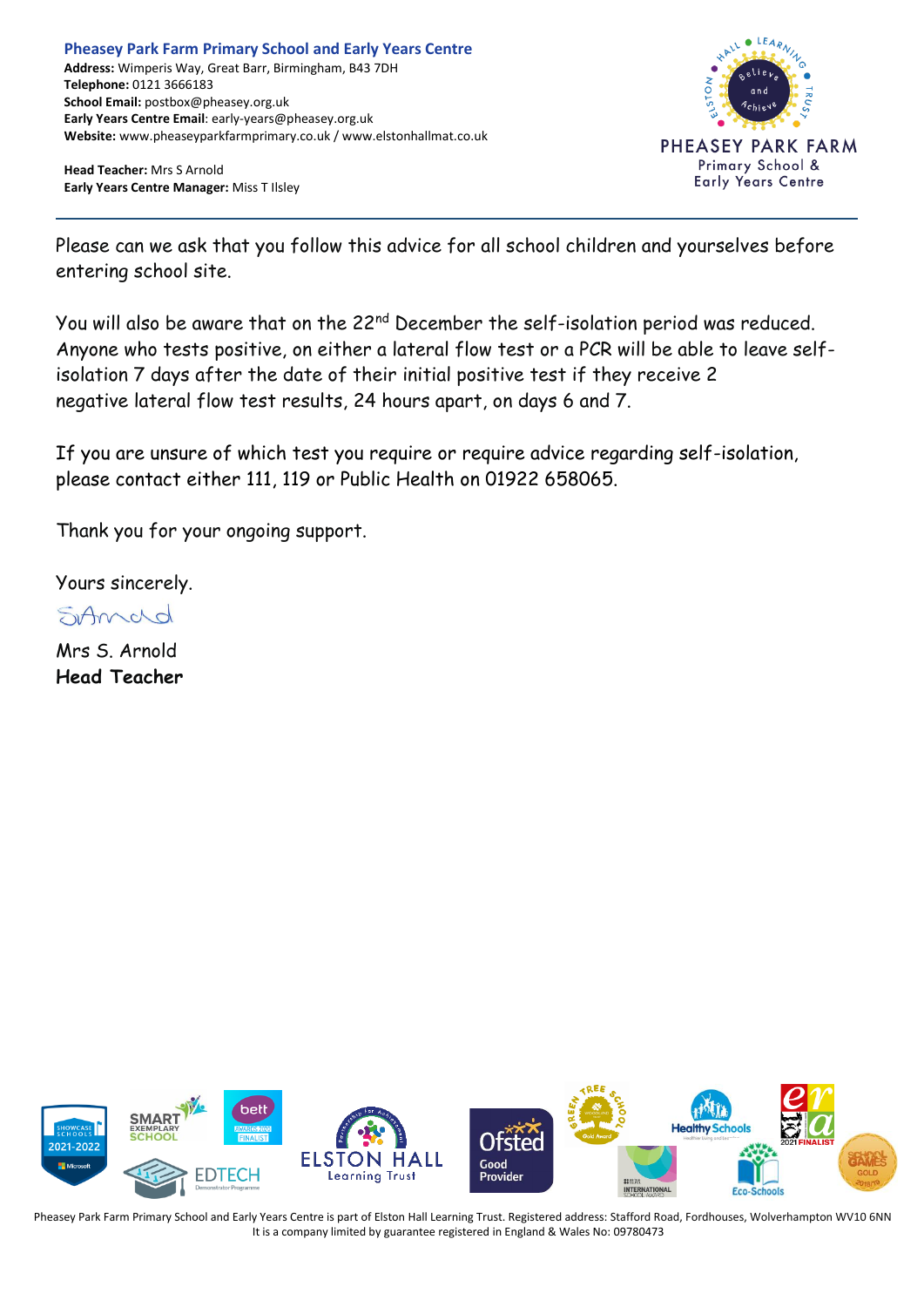**Pheasey Park Farm Primary School and Early Years Centre**
**Address:** Wimperis Way, Great Barr, Birmingham, B43 7DH
**Telephone:** 0121 3666183
**School Email:** postbox@pheasey.org.uk
**Early Years Centre Email**: early-years@pheasey.org.uk
**Website:** www.pheaseyparkfarmprimary.co.uk / www.elstonhallmat.co.uk

**Head Teacher:** Mrs S Arnold
**Early Years Centre Manager:** Miss T Ilsley

PHEASEY PARK FARM
Primary School &
Early Years Centre

---

Please can we ask that you follow this advice for all school children and yourselves before entering school site.

You will also be aware that on the 22nd December the self-isolation period was reduced. Anyone who tests positive, on either a lateral flow test or a PCR will be able to leave self-isolation 7 days after the date of their initial positive test if they receive 2 negative lateral flow test results, 24 hours apart, on days 6 and 7.

If you are unsure of which test you require or require advice regarding self-isolation, please contact either 111, 119 or Public Health on 01922 658065.

Thank you for your ongoing support.

Yours sincerely.

SArnold

Mrs S. Arnold
**Head Teacher**

Pheasey Park Farm Primary School and Early Years Centre is part of Elston Hall Learning Trust. Registered address: Stafford Road, Fordhouses, Wolverhampton WV10 6NN
It is a company limited by guarantee registered in England & Wales No: 09780473